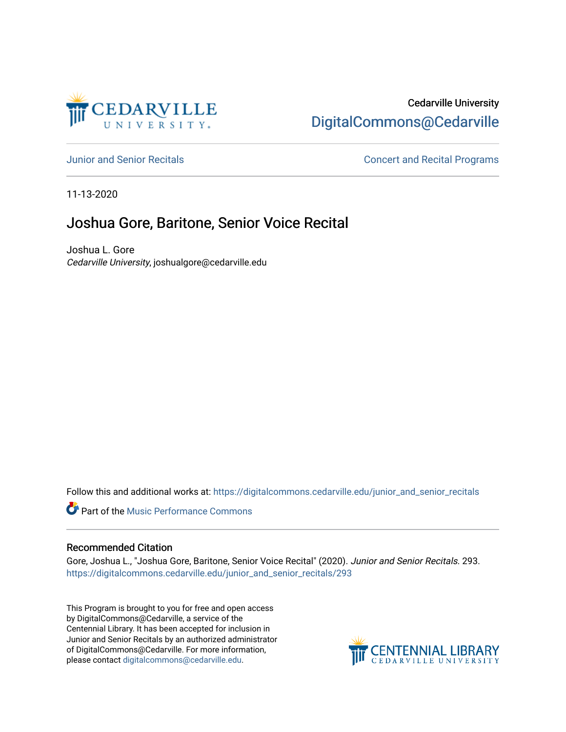Cedarville University

DigitalCommons@Cedarville

Junior and Senior Recitals

Concert and Recital Programs

11-13-2020

# Joshua Gore, Baritone, Senior Voice Recital

Joshua L. Gore

*Cedarville University*, joshualgore@cedarville.edu

Follow this and additional works at: https://digitalcommons.cedarville.edu/junior_and_senior_recitals

Part of the Music Performance Commons

## Recommended Citation

Gore, Joshua L., "Joshua Gore, Baritone, Senior Voice Recital" (2020). *Junior and Senior Recitals*. 293.
https://digitalcommons.cedarville.edu/junior_and_senior_recitals/293

This Program is brought to you for free and open access by DigitalCommons@Cedarville, a service of the Centennial Library. It has been accepted for inclusion in Junior and Senior Recitals by an authorized administrator of DigitalCommons@Cedarville. For more information, please contact digitalcommons@cedarville.edu.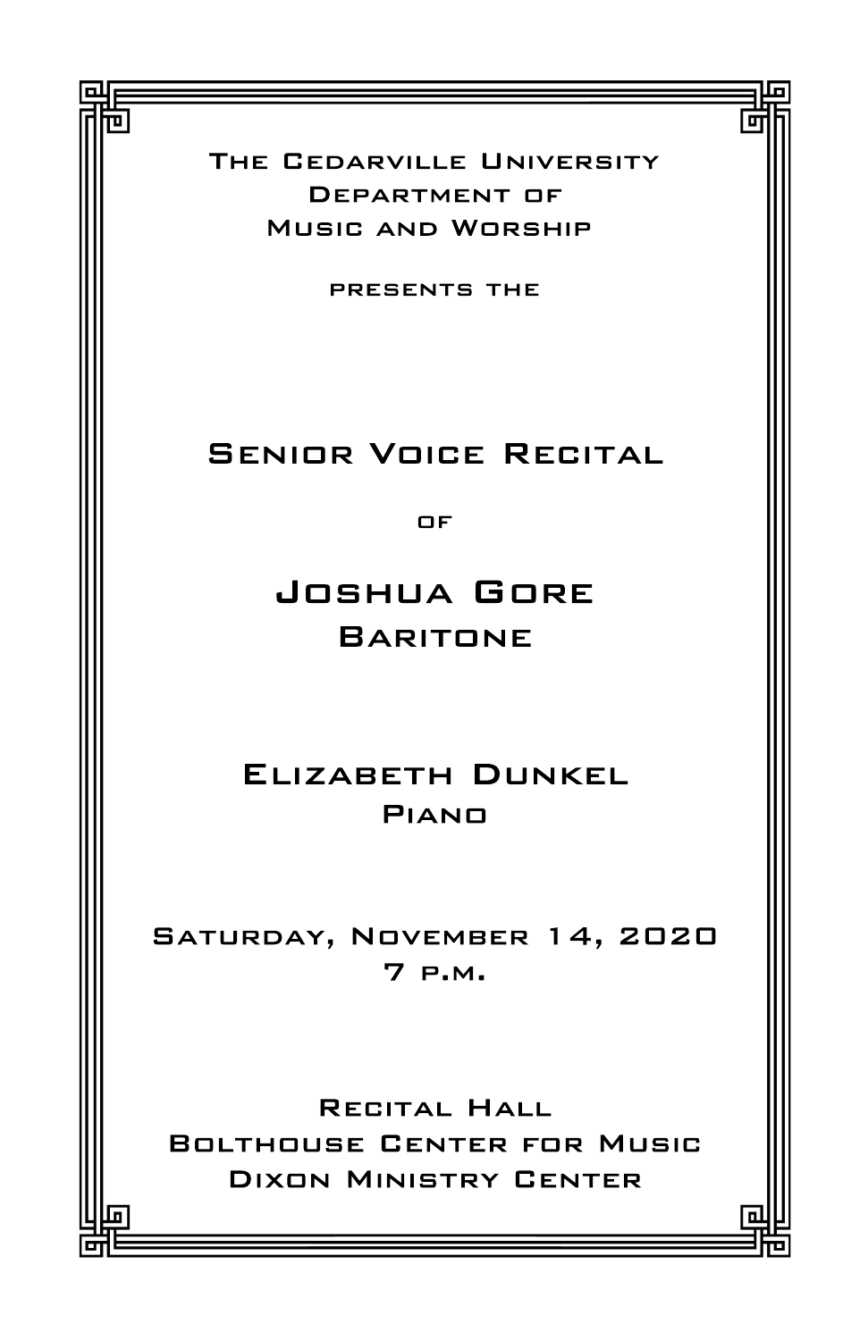The Cedarville University
Department of
Music and Worship

presents the

# Senior Voice Recital

of

# Joshua Gore

## Baritone

## Elizabeth Dunkel

Piano

Saturday, November 14, 2020
7 p.m.

Recital Hall
Bolthouse Center for Music
Dixon Ministry Center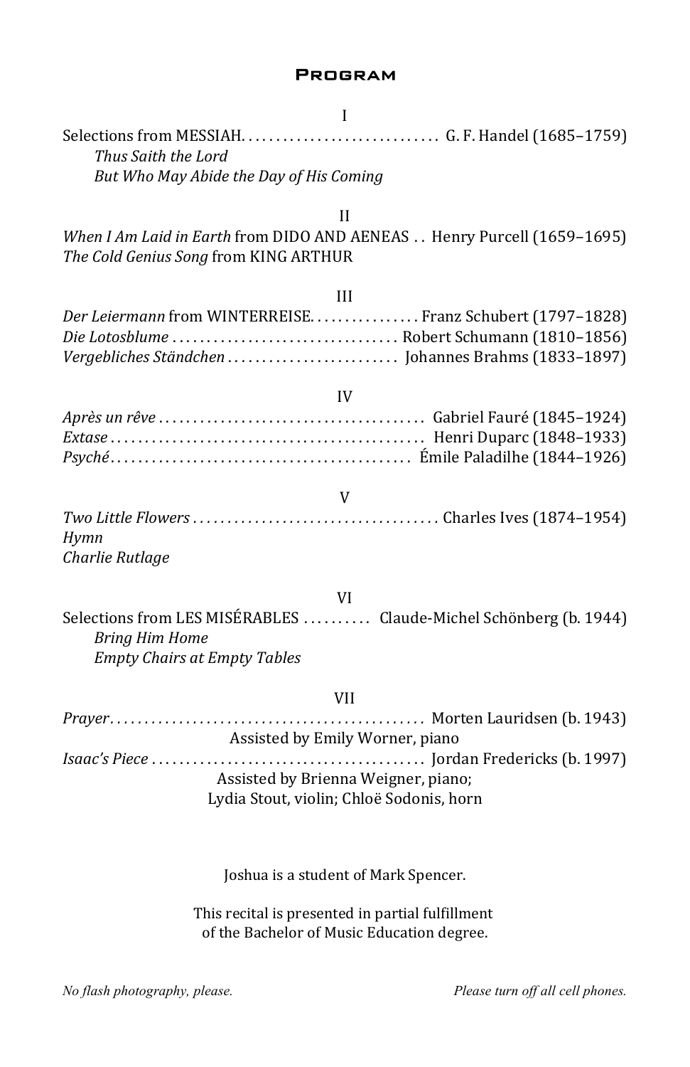## Program

I

Selections from MESSIAH. . . . . . . . . . . . . . . . . . . . . . . . . . . . . G. F. Handel (1685–1759)

*Thus Saith the Lord*

*But Who May Abide the Day of His Coming*

II

*When I Am Laid in Earth* from DIDO AND AENEAS . . Henry Purcell (1659–1695)

*The Cold Genius Song* from KING ARTHUR

III

*Der Leiermann* from WINTERREISE. . . . . . . . . . . . . . . . Franz Schubert (1797–1828)

*Die Lotosblume* . . . . . . . . . . . . . . . . . . . . . . . . . . . . . . . . Robert Schumann (1810–1856)

*Vergebliches Ständchen* . . . . . . . . . . . . . . . . . . . . . . . . Johannes Brahms (1833–1897)

IV

*Après un rêve* . . . . . . . . . . . . . . . . . . . . . . . . . . . . . . . . . . . . . . Gabriel Fauré (1845–1924)

*Extase* . . . . . . . . . . . . . . . . . . . . . . . . . . . . . . . . . . . . . . . . . . . . Henri Duparc (1848–1933)

*Psyché*. . . . . . . . . . . . . . . . . . . . . . . . . . . . . . . . . . . . . . . . . . . Émile Paladilhe (1844–1926)

V

*Two Little Flowers* . . . . . . . . . . . . . . . . . . . . . . . . . . . . . . . . . . . Charles Ives (1874–1954)

*Hymn*

*Charlie Rutlage*

VI

Selections from LES MISÉRABLES . . . . . . . . . . Claude-Michel Schönberg (b. 1944)

*Bring Him Home*

*Empty Chairs at Empty Tables*

VII

*Prayer*. . . . . . . . . . . . . . . . . . . . . . . . . . . . . . . . . . . . . . . . . . . . . Morten Lauridsen (b. 1943)

Assisted by Emily Worner, piano

*Isaac's Piece* . . . . . . . . . . . . . . . . . . . . . . . . . . . . . . . . . . . . . . . Jordan Fredericks (b. 1997)

Assisted by Brienna Weigner, piano;
Lydia Stout, violin; Chloë Sodonis, horn

Joshua is a student of Mark Spencer.

This recital is presented in partial fulfillment
of the Bachelor of Music Education degree.

*No flash photography, please.* *Please turn off all cell phones.*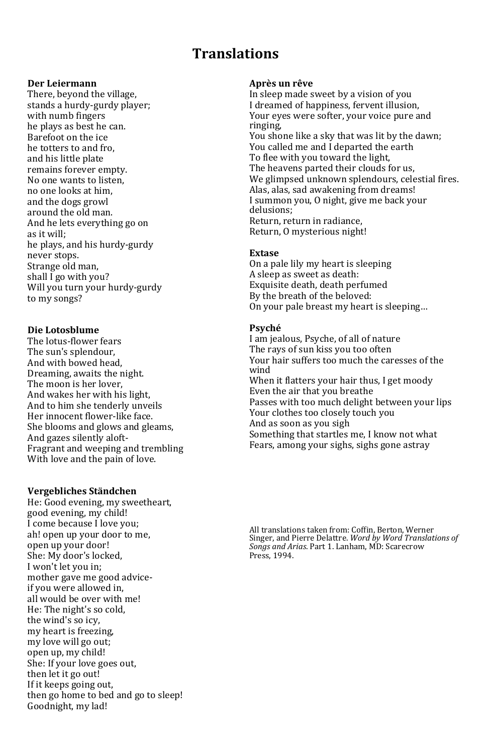# Translations

**Der Leiermann**
There, beyond the village,
stands a hurdy-gurdy player;
with numb fingers
he plays as best he can.
Barefoot on the ice
he totters to and fro,
and his little plate
remains forever empty.
No one wants to listen,
no one looks at him,
and the dogs growl
around the old man.
And he lets everything go on
as it will;
he plays, and his hurdy-gurdy
never stops.
Strange old man,
shall I go with you?
Will you turn your hurdy-gurdy
to my songs?

**Die Lotosblume**
The lotus-flower fears
The sun's splendour,
And with bowed head,
Dreaming, awaits the night.
The moon is her lover,
And wakes her with his light,
And to him she tenderly unveils
Her innocent flower-like face.
She blooms and glows and gleams,
And gazes silently aloft-
Fragrant and weeping and trembling
With love and the pain of love.

**Vergebliches Ständchen**
He: Good evening, my sweetheart,
good evening, my child!
I come because I love you;
ah! open up your door to me,
open up your door!
She: My door's locked,
I won't let you in;
mother gave me good advice-
if you were allowed in,
all would be over with me!
He: The night's so cold,
the wind's so icy,
my heart is freezing,
my love will go out;
open up, my child!
She: If your love goes out,
then let it go out!
If it keeps going out,
then go home to bed and go to sleep!
Goodnight, my lad!

**Après un rêve**
In sleep made sweet by a vision of you
I dreamed of happiness, fervent illusion,
Your eyes were softer, your voice pure and ringing,
You shone like a sky that was lit by the dawn;
You called me and I departed the earth
To flee with you toward the light,
The heavens parted their clouds for us,
We glimpsed unknown splendours, celestial fires.
Alas, alas, sad awakening from dreams!
I summon you, O night, give me back your delusions;
Return, return in radiance,
Return, O mysterious night!

**Extase**
On a pale lily my heart is sleeping
A sleep as sweet as death:
Exquisite death, death perfumed
By the breath of the beloved:
On your pale breast my heart is sleeping…

**Psyché**
I am jealous, Psyche, of all of nature
The rays of sun kiss you too often
Your hair suffers too much the caresses of the wind
When it flatters your hair thus, I get moody
Even the air that you breathe
Passes with too much delight between your lips
Your clothes too closely touch you
And as soon as you sigh
Something that startles me, I know not what
Fears, among your sighs, sighs gone astray

All translations taken from: Coffin, Berton, Werner Singer, and Pierre Delattre. *Word by Word Translations of Songs and Arias*. Part 1. Lanham, MD: Scarecrow Press, 1994.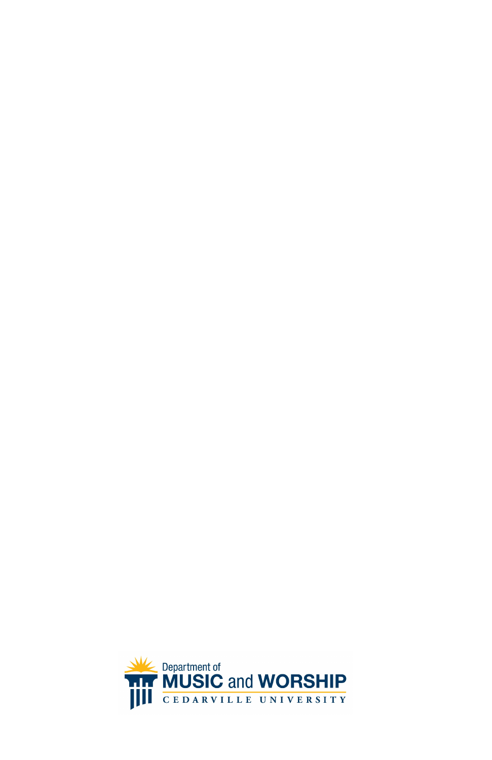Department of

MUSIC and WORSHIP

CEDARVILLE UNIVERSITY